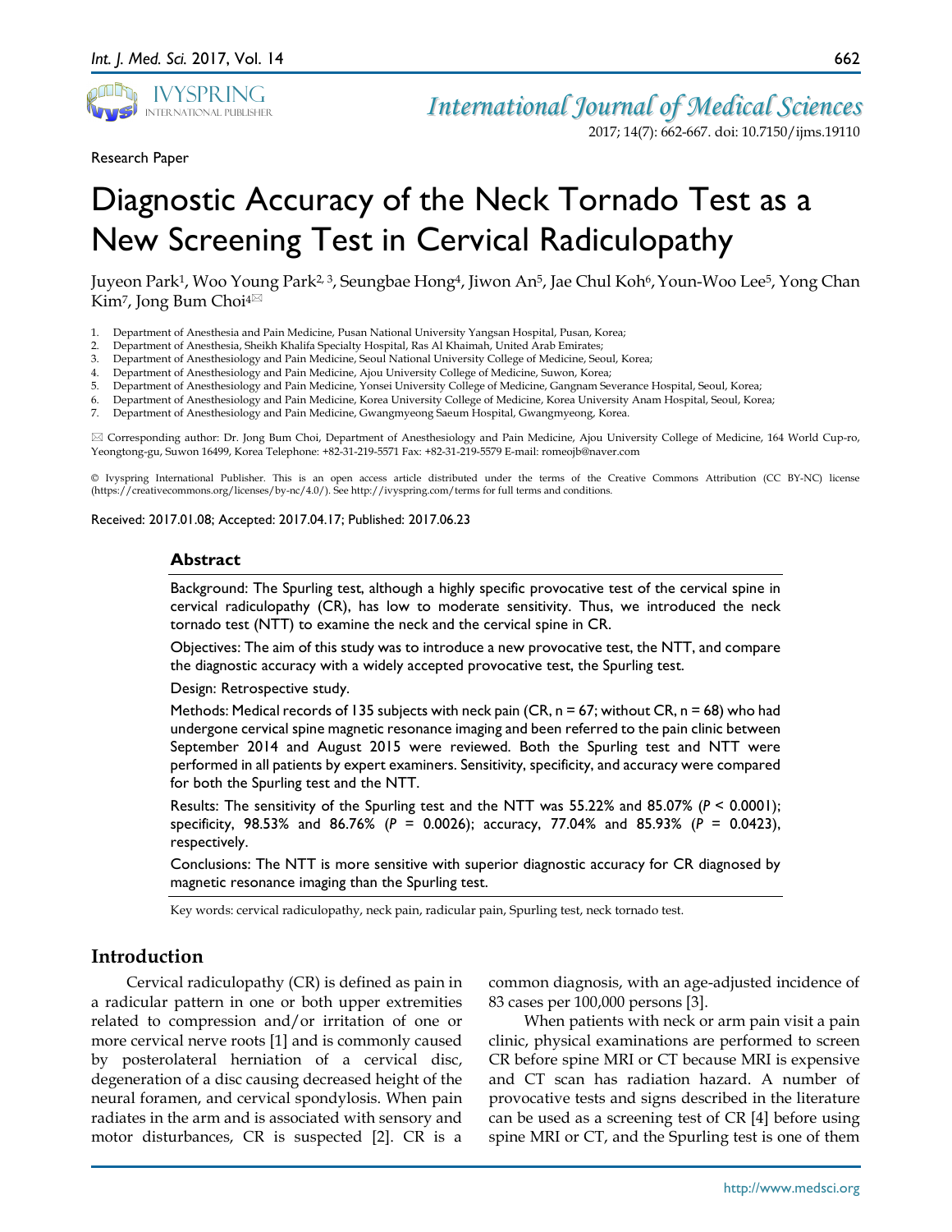Research Paper

# Diagnostic Accuracy of the Neck Tornado Test as a New Screening Test in Cervical Radiculopathy

Juyeon Park[1], Woo Young Park[2, 3], Seungbae Hong[4], Jiwon An[5], Jae Chul Koh[6], Youn-Woo Lee[5], Yong Chan Kim[7], Jong Bum Choi[4]✉

1. Department of Anesthesia and Pain Medicine, Pusan National University Yangsan Hospital, Pusan, Korea;
2. Department of Anesthesia, Sheikh Khalifa Specialty Hospital, Ras Al Khaimah, United Arab Emirates;
3. Department of Anesthesiology and Pain Medicine, Seoul National University College of Medicine, Seoul, Korea;
4. Department of Anesthesiology and Pain Medicine, Ajou University College of Medicine, Suwon, Korea;
5. Department of Anesthesiology and Pain Medicine, Yonsei University College of Medicine, Gangnam Severance Hospital, Seoul, Korea;
6. Department of Anesthesiology and Pain Medicine, Korea University College of Medicine, Korea University Anam Hospital, Seoul, Korea;
7. Department of Anesthesiology and Pain Medicine, Gwangmyeong Saeum Hospital, Gwangmyeong, Korea.

✉ Corresponding author: Dr. Jong Bum Choi, Department of Anesthesiology and Pain Medicine, Ajou University College of Medicine, 164 World Cup-ro, Yeongtong-gu, Suwon 16499, Korea Telephone: +82-31-219-5571 Fax: +82-31-219-5579 E-mail: romeojb@naver.com

© Ivyspring International Publisher. This is an open access article distributed under the terms of the Creative Commons Attribution (CC BY-NC) license (https://creativecommons.org/licenses/by-nc/4.0/). See http://ivyspring.com/terms for full terms and conditions.

Received: 2017.01.08; Accepted: 2017.04.17; Published: 2017.06.23

## Abstract

Background: The Spurling test, although a highly specific provocative test of the cervical spine in cervical radiculopathy (CR), has low to moderate sensitivity. Thus, we introduced the neck tornado test (NTT) to examine the neck and the cervical spine in CR.

Objectives: The aim of this study was to introduce a new provocative test, the NTT, and compare the diagnostic accuracy with a widely accepted provocative test, the Spurling test.

Design: Retrospective study.

Methods: Medical records of 135 subjects with neck pain (CR, n = 67; without CR, n = 68) who had undergone cervical spine magnetic resonance imaging and been referred to the pain clinic between September 2014 and August 2015 were reviewed. Both the Spurling test and NTT were performed in all patients by expert examiners. Sensitivity, specificity, and accuracy were compared for both the Spurling test and the NTT.

Results: The sensitivity of the Spurling test and the NTT was 55.22% and 85.07% ($P < 0.0001$); specificity, 98.53% and 86.76% ($P = 0.0026$); accuracy, 77.04% and 85.93% ($P = 0.0423$), respectively.

Conclusions: The NTT is more sensitive with superior diagnostic accuracy for CR diagnosed by magnetic resonance imaging than the Spurling test.

Key words: cervical radiculopathy, neck pain, radicular pain, Spurling test, neck tornado test.

## Introduction

Cervical radiculopathy (CR) is defined as pain in a radicular pattern in one or both upper extremities related to compression and/or irritation of one or more cervical nerve roots [1] and is commonly caused by posterolateral herniation of a cervical disc, degeneration of a disc causing decreased height of the neural foramen, and cervical spondylosis. When pain radiates in the arm and is associated with sensory and motor disturbances, CR is suspected [2]. CR is a common diagnosis, with an age-adjusted incidence of 83 cases per 100,000 persons [3].

When patients with neck or arm pain visit a pain clinic, physical examinations are performed to screen CR before spine MRI or CT because MRI is expensive and CT scan has radiation hazard. A number of provocative tests and signs described in the literature can be used as a screening test of CR [4] before using spine MRI or CT, and the Spurling test is one of them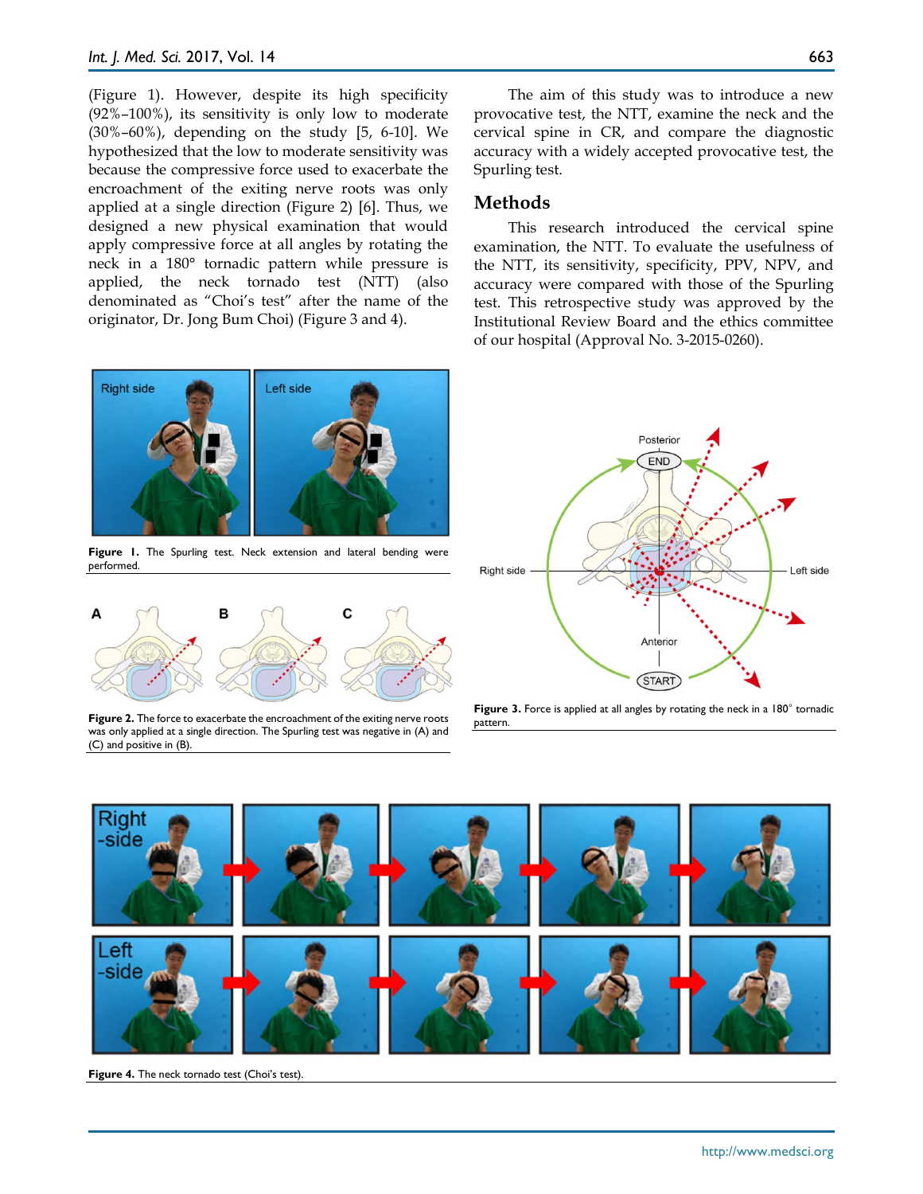(Figure 1). However, despite its high specificity (92%–100%), its sensitivity is only low to moderate (30%–60%), depending on the study [5, 6-10]. We hypothesized that the low to moderate sensitivity was because the compressive force used to exacerbate the encroachment of the exiting nerve roots was only applied at a single direction (Figure 2) [6]. Thus, we designed a new physical examination that would apply compressive force at all angles by rotating the neck in a 180° tornadic pattern while pressure is applied, the neck tornado test (NTT) (also denominated as "Choi's test" after the name of the originator, Dr. Jong Bum Choi) (Figure 3 and 4).

The aim of this study was to introduce a new provocative test, the NTT, examine the neck and the cervical spine in CR, and compare the diagnostic accuracy with a widely accepted provocative test, the Spurling test.

## Methods

This research introduced the cervical spine examination, the NTT. To evaluate the usefulness of the NTT, its sensitivity, specificity, PPV, NPV, and accuracy were compared with those of the Spurling test. This retrospective study was approved by the Institutional Review Board and the ethics committee of our hospital (Approval No. 3-2015-0260).

**Figure 1.** The Spurling test. Neck extension and lateral bending were performed.

**Figure 2.** The force to exacerbate the encroachment of the exiting nerve roots was only applied at a single direction. The Spurling test was negative in (A) and (C) and positive in (B).

**Figure 3.** Force is applied at all angles by rotating the neck in a 180° tornadic pattern.

**Figure 4.** The neck tornado test (Choi's test).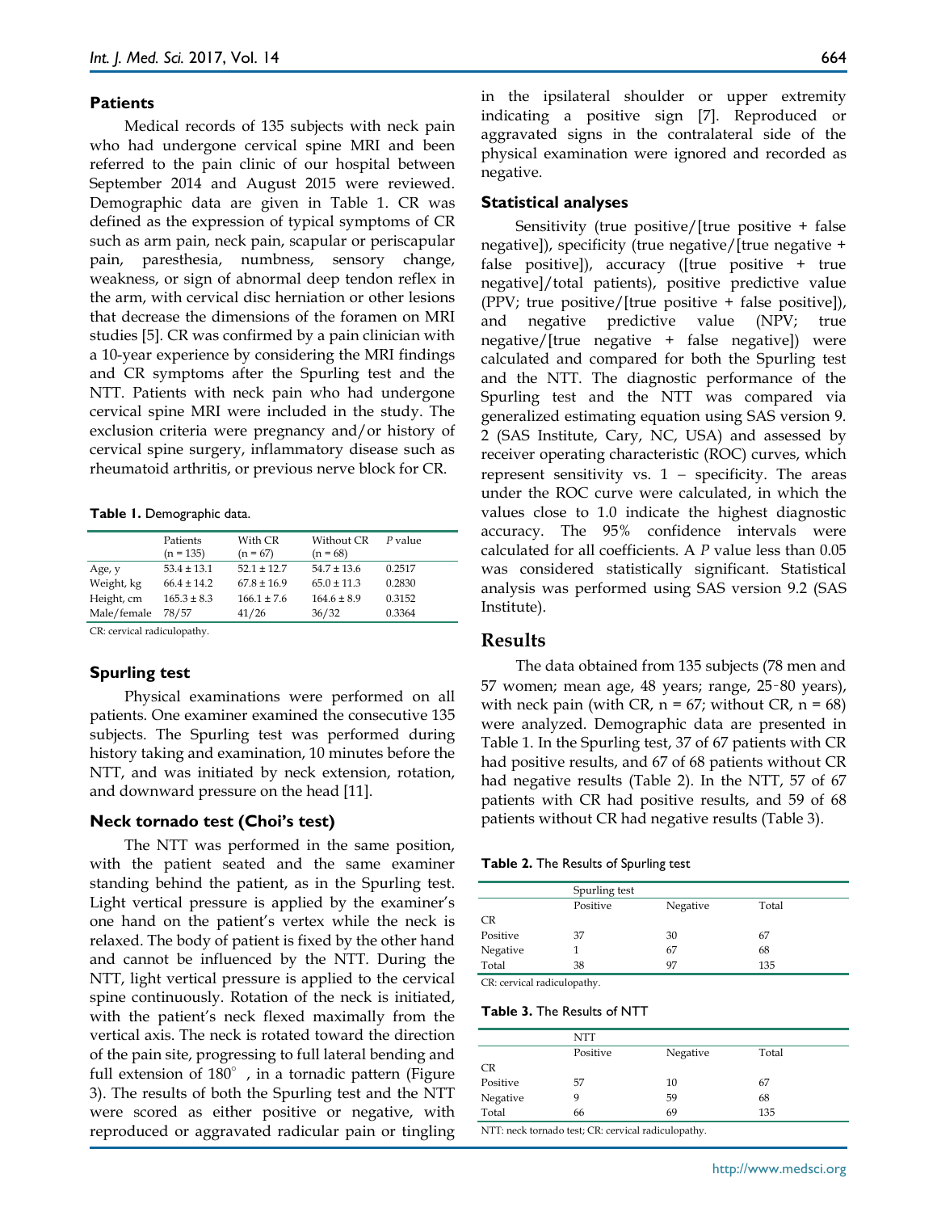### Patients

Medical records of 135 subjects with neck pain who had undergone cervical spine MRI and been referred to the pain clinic of our hospital between September 2014 and August 2015 were reviewed. Demographic data are given in Table 1. CR was defined as the expression of typical symptoms of CR such as arm pain, neck pain, scapular or periscapular pain, paresthesia, numbness, sensory change, weakness, or sign of abnormal deep tendon reflex in the arm, with cervical disc herniation or other lesions that decrease the dimensions of the foramen on MRI studies [5]. CR was confirmed by a pain clinician with a 10-year experience by considering the MRI findings and CR symptoms after the Spurling test and the NTT. Patients with neck pain who had undergone cervical spine MRI were included in the study. The exclusion criteria were pregnancy and/or history of cervical spine surgery, inflammatory disease such as rheumatoid arthritis, or previous nerve block for CR.

**Table 1.** Demographic data.

| | Patients (n = 135) | With CR (n = 67) | Without CR (n = 68) | *P* value |
|---|---|---|---|---|
| Age, y | 53.4 ± 13.1 | 52.1 ± 12.7 | 54.7 ± 13.6 | 0.2517 |
| Weight, kg | 66.4 ± 14.2 | 67.8 ± 16.9 | 65.0 ± 11.3 | 0.2830 |
| Height, cm | 165.3 ± 8.3 | 166.1 ± 7.6 | 164.6 ± 8.9 | 0.3152 |
| Male/female | 78/57 | 41/26 | 36/32 | 0.3364 |

CR: cervical radiculopathy.

### Spurling test

Physical examinations were performed on all patients. One examiner examined the consecutive 135 subjects. The Spurling test was performed during history taking and examination, 10 minutes before the NTT, and was initiated by neck extension, rotation, and downward pressure on the head [11].

### Neck tornado test (Choi's test)

The NTT was performed in the same position, with the patient seated and the same examiner standing behind the patient, as in the Spurling test. Light vertical pressure is applied by the examiner's one hand on the patient's vertex while the neck is relaxed. The body of patient is fixed by the other hand and cannot be influenced by the NTT. During the NTT, light vertical pressure is applied to the cervical spine continuously. Rotation of the neck is initiated, with the patient's neck flexed maximally from the vertical axis. The neck is rotated toward the direction of the pain site, progressing to full lateral bending and full extension of 180°, in a tornadic pattern (Figure 3). The results of both the Spurling test and the NTT were scored as either positive or negative, with reproduced or aggravated radicular pain or tingling in the ipsilateral shoulder or upper extremity indicating a positive sign [7]. Reproduced or aggravated signs in the contralateral side of the physical examination were ignored and recorded as negative.

### Statistical analyses

Sensitivity (true positive/[true positive + false negative]), specificity (true negative/[true negative + false positive]), accuracy ([true positive + true negative]/total patients), positive predictive value (PPV; true positive/[true positive + false positive]), and negative predictive value (NPV; true negative/[true negative + false negative]) were calculated and compared for both the Spurling test and the NTT. The diagnostic performance of the Spurling test and the NTT was compared via generalized estimating equation using SAS version 9. 2 (SAS Institute, Cary, NC, USA) and assessed by receiver operating characteristic (ROC) curves, which represent sensitivity vs. 1 − specificity. The areas under the ROC curve were calculated, in which the values close to 1.0 indicate the highest diagnostic accuracy. The 95% confidence intervals were calculated for all coefficients. A *P* value less than 0.05 was considered statistically significant. Statistical analysis was performed using SAS version 9.2 (SAS Institute).

## Results

The data obtained from 135 subjects (78 men and 57 women; mean age, 48 years; range, 25-80 years), with neck pain (with CR, n = 67; without CR, n = 68) were analyzed. Demographic data are presented in Table 1. In the Spurling test, 37 of 67 patients with CR had positive results, and 67 of 68 patients without CR had negative results (Table 2). In the NTT, 57 of 67 patients with CR had positive results, and 59 of 68 patients without CR had negative results (Table 3).

**Table 2.** The Results of Spurling test

| | Spurling test | | |
|---|---|---|---|
| | Positive | Negative | Total |
| CR | | | |
| Positive | 37 | 30 | 67 |
| Negative | 1 | 67 | 68 |
| Total | 38 | 97 | 135 |

CR: cervical radiculopathy.

**Table 3.** The Results of NTT

| | NTT | | |
|---|---|---|---|
| | Positive | Negative | Total |
| CR | | | |
| Positive | 57 | 10 | 67 |
| Negative | 9 | 59 | 68 |
| Total | 66 | 69 | 135 |

NTT: neck tornado test; CR: cervical radiculopathy.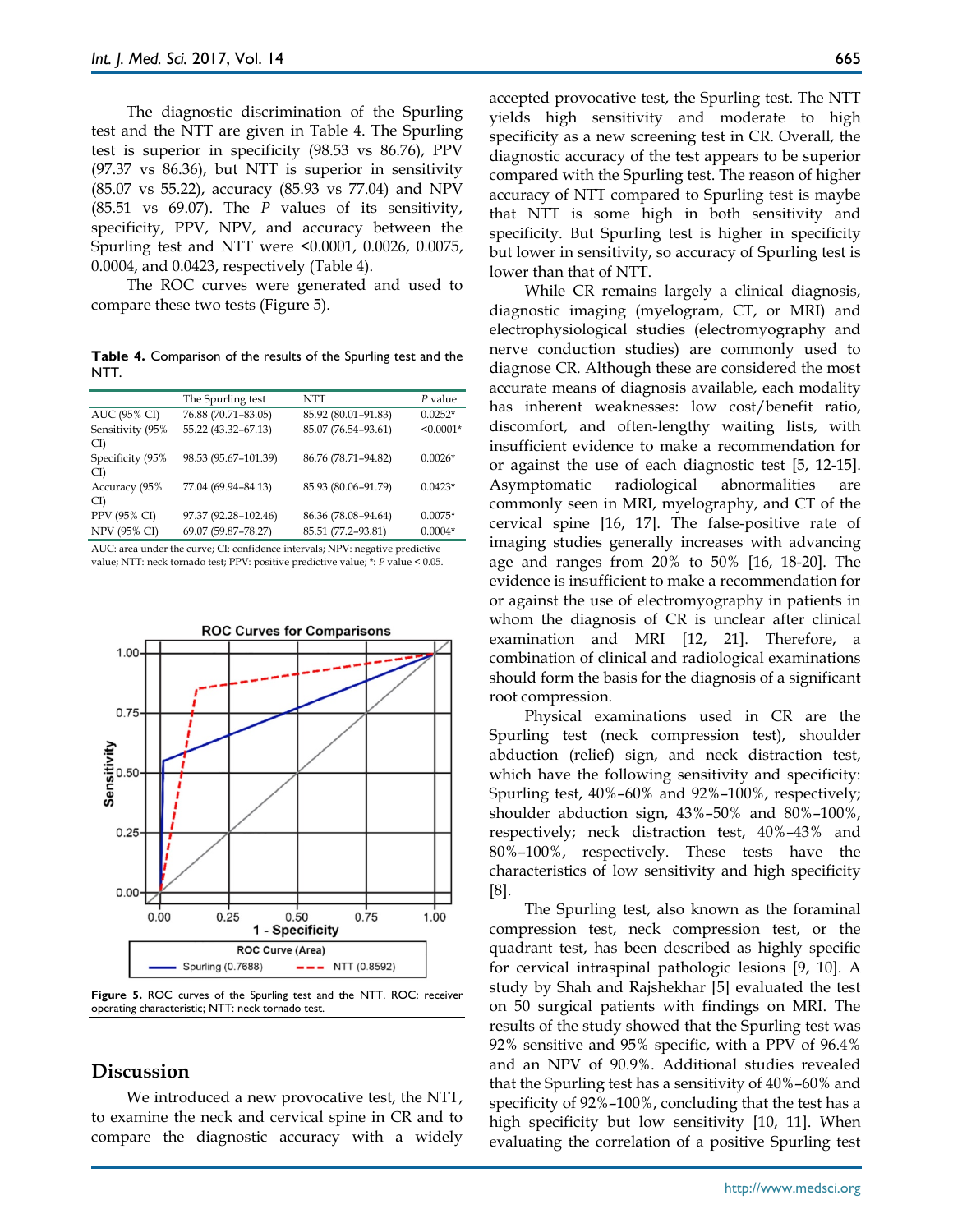The diagnostic discrimination of the Spurling test and the NTT are given in Table 4. The Spurling test is superior in specificity (98.53 vs 86.76), PPV (97.37 vs 86.36), but NTT is superior in sensitivity (85.07 vs 55.22), accuracy (85.93 vs 77.04) and NPV (85.51 vs 69.07). The *P* values of its sensitivity, specificity, PPV, NPV, and accuracy between the Spurling test and NTT were <0.0001, 0.0026, 0.0075, 0.0004, and 0.0423, respectively (Table 4).

The ROC curves were generated and used to compare these two tests (Figure 5).

**Table 4.** Comparison of the results of the Spurling test and the NTT.

| | The Spurling test | NTT | *P* value |
|---|---|---|---|
| AUC (95% CI) | 76.88 (70.71–83.05) | 85.92 (80.01–91.83) | 0.0252* |
| Sensitivity (95% CI) | 55.22 (43.32–67.13) | 85.07 (76.54–93.61) | <0.0001* |
| Specificity (95% CI) | 98.53 (95.67–101.39) | 86.76 (78.71–94.82) | 0.0026* |
| Accuracy (95% CI) | 77.04 (69.94–84.13) | 85.93 (80.06–91.79) | 0.0423* |
| PPV (95% CI) | 97.37 (92.28–102.46) | 86.36 (78.08–94.64) | 0.0075* |
| NPV (95% CI) | 69.07 (59.87–78.27) | 85.51 (77.2–93.81) | 0.0004* |

AUC: area under the curve; CI: confidence intervals; NPV: negative predictive value; NTT: neck tornado test; PPV: positive predictive value; *: *P* value < 0.05.

**Figure 5.** ROC curves of the Spurling test and the NTT. ROC: receiver operating characteristic; NTT: neck tornado test.

## Discussion

We introduced a new provocative test, the NTT, to examine the neck and cervical spine in CR and to compare the diagnostic accuracy with a widely accepted provocative test, the Spurling test. The NTT yields high sensitivity and moderate to high specificity as a new screening test in CR. Overall, the diagnostic accuracy of the test appears to be superior compared with the Spurling test. The reason of higher accuracy of NTT compared to Spurling test is maybe that NTT is some high in both sensitivity and specificity. But Spurling test is higher in specificity but lower in sensitivity, so accuracy of Spurling test is lower than that of NTT.

While CR remains largely a clinical diagnosis, diagnostic imaging (myelogram, CT, or MRI) and electrophysiological studies (electromyography and nerve conduction studies) are commonly used to diagnose CR. Although these are considered the most accurate means of diagnosis available, each modality has inherent weaknesses: low cost/benefit ratio, discomfort, and often-lengthy waiting lists, with insufficient evidence to make a recommendation for or against the use of each diagnostic test [5, 12-15]. Asymptomatic radiological abnormalities are commonly seen in MRI, myelography, and CT of the cervical spine [16, 17]. The false-positive rate of imaging studies generally increases with advancing age and ranges from 20% to 50% [16, 18-20]. The evidence is insufficient to make a recommendation for or against the use of electromyography in patients in whom the diagnosis of CR is unclear after clinical examination and MRI [12, 21]. Therefore, a combination of clinical and radiological examinations should form the basis for the diagnosis of a significant root compression.

Physical examinations used in CR are the Spurling test (neck compression test), shoulder abduction (relief) sign, and neck distraction test, which have the following sensitivity and specificity: Spurling test, 40%–60% and 92%–100%, respectively; shoulder abduction sign, 43%–50% and 80%–100%, respectively; neck distraction test, 40%–43% and 80%–100%, respectively. These tests have the characteristics of low sensitivity and high specificity [8].

The Spurling test, also known as the foraminal compression test, neck compression test, or the quadrant test, has been described as highly specific for cervical intraspinal pathologic lesions [9, 10]. A study by Shah and Rajshekhar [5] evaluated the test on 50 surgical patients with findings on MRI. The results of the study showed that the Spurling test was 92% sensitive and 95% specific, with a PPV of 96.4% and an NPV of 90.9%. Additional studies revealed that the Spurling test has a sensitivity of 40%–60% and specificity of 92%–100%, concluding that the test has a high specificity but low sensitivity [10, 11]. When evaluating the correlation of a positive Spurling test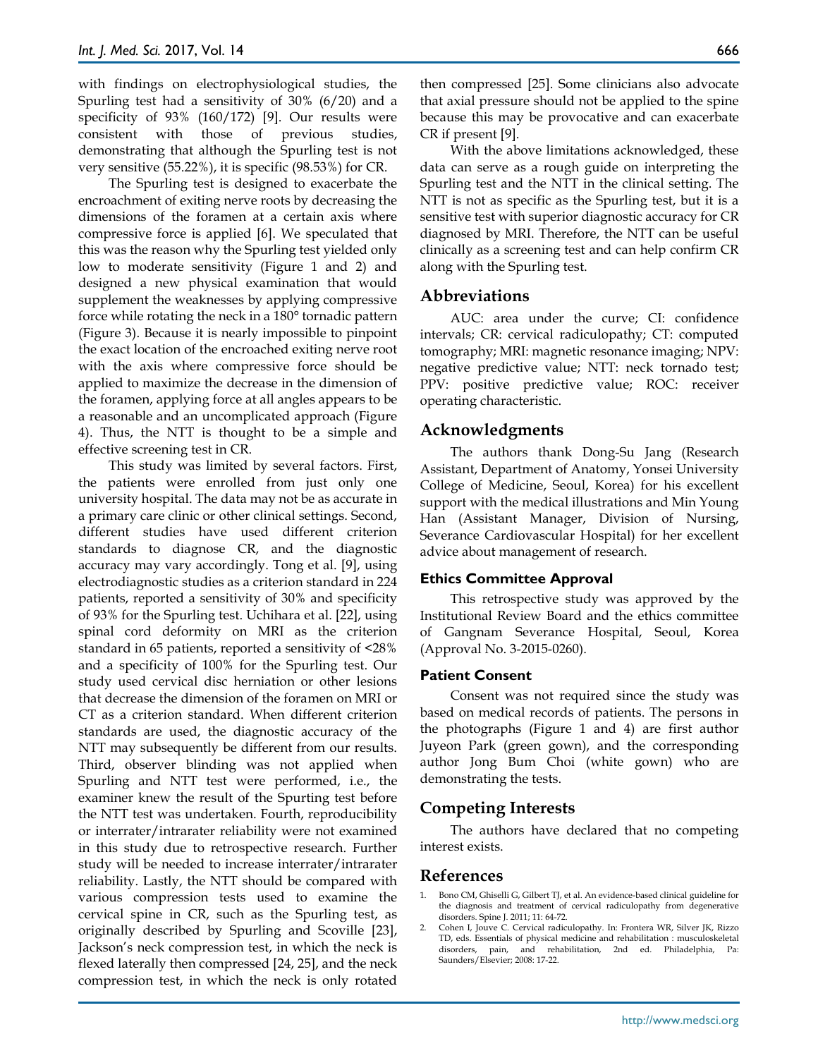with findings on electrophysiological studies, the Spurling test had a sensitivity of 30% (6/20) and a specificity of 93% (160/172) [9]. Our results were consistent with those of previous studies, demonstrating that although the Spurling test is not very sensitive (55.22%), it is specific (98.53%) for CR.

The Spurling test is designed to exacerbate the encroachment of exiting nerve roots by decreasing the dimensions of the foramen at a certain axis where compressive force is applied [6]. We speculated that this was the reason why the Spurling test yielded only low to moderate sensitivity (Figure 1 and 2) and designed a new physical examination that would supplement the weaknesses by applying compressive force while rotating the neck in a 180° tornadic pattern (Figure 3). Because it is nearly impossible to pinpoint the exact location of the encroached exiting nerve root with the axis where compressive force should be applied to maximize the decrease in the dimension of the foramen, applying force at all angles appears to be a reasonable and an uncomplicated approach (Figure 4). Thus, the NTT is thought to be a simple and effective screening test in CR.

This study was limited by several factors. First, the patients were enrolled from just only one university hospital. The data may not be as accurate in a primary care clinic or other clinical settings. Second, different studies have used different criterion standards to diagnose CR, and the diagnostic accuracy may vary accordingly. Tong et al. [9], using electrodiagnostic studies as a criterion standard in 224 patients, reported a sensitivity of 30% and specificity of 93% for the Spurling test. Uchihara et al. [22], using spinal cord deformity on MRI as the criterion standard in 65 patients, reported a sensitivity of <28% and a specificity of 100% for the Spurling test. Our study used cervical disc herniation or other lesions that decrease the dimension of the foramen on MRI or CT as a criterion standard. When different criterion standards are used, the diagnostic accuracy of the NTT may subsequently be different from our results. Third, observer blinding was not applied when Spurling and NTT test were performed, i.e., the examiner knew the result of the Spurting test before the NTT test was undertaken. Fourth, reproducibility or interrater/intrarater reliability were not examined in this study due to retrospective research. Further study will be needed to increase interrater/intrarater reliability. Lastly, the NTT should be compared with various compression tests used to examine the cervical spine in CR, such as the Spurling test, as originally described by Spurling and Scoville [23], Jackson's neck compression test, in which the neck is flexed laterally then compressed [24, 25], and the neck compression test, in which the neck is only rotated then compressed [25]. Some clinicians also advocate that axial pressure should not be applied to the spine because this may be provocative and can exacerbate CR if present [9].

With the above limitations acknowledged, these data can serve as a rough guide on interpreting the Spurling test and the NTT in the clinical setting. The NTT is not as specific as the Spurling test, but it is a sensitive test with superior diagnostic accuracy for CR diagnosed by MRI. Therefore, the NTT can be useful clinically as a screening test and can help confirm CR along with the Spurling test.

## Abbreviations

AUC: area under the curve; CI: confidence intervals; CR: cervical radiculopathy; CT: computed tomography; MRI: magnetic resonance imaging; NPV: negative predictive value; NTT: neck tornado test; PPV: positive predictive value; ROC: receiver operating characteristic.

## Acknowledgments

The authors thank Dong-Su Jang (Research Assistant, Department of Anatomy, Yonsei University College of Medicine, Seoul, Korea) for his excellent support with the medical illustrations and Min Young Han (Assistant Manager, Division of Nursing, Severance Cardiovascular Hospital) for her excellent advice about management of research.

### Ethics Committee Approval

This retrospective study was approved by the Institutional Review Board and the ethics committee of Gangnam Severance Hospital, Seoul, Korea (Approval No. 3-2015-0260).

### Patient Consent

Consent was not required since the study was based on medical records of patients. The persons in the photographs (Figure 1 and 4) are first author Juyeon Park (green gown), and the corresponding author Jong Bum Choi (white gown) who are demonstrating the tests.

## Competing Interests

The authors have declared that no competing interest exists.

## References

1. Bono CM, Ghiselli G, Gilbert TJ, et al. An evidence-based clinical guideline for the diagnosis and treatment of cervical radiculopathy from degenerative disorders. Spine J. 2011; 11: 64-72.
2. Cohen I, Jouve C. Cervical radiculopathy. In: Frontera WR, Silver JK, Rizzo TD, eds. Essentials of physical medicine and rehabilitation : musculoskeletal disorders, pain, and rehabilitation, 2nd ed. Philadelphia, Pa: Saunders/Elsevier; 2008: 17-22.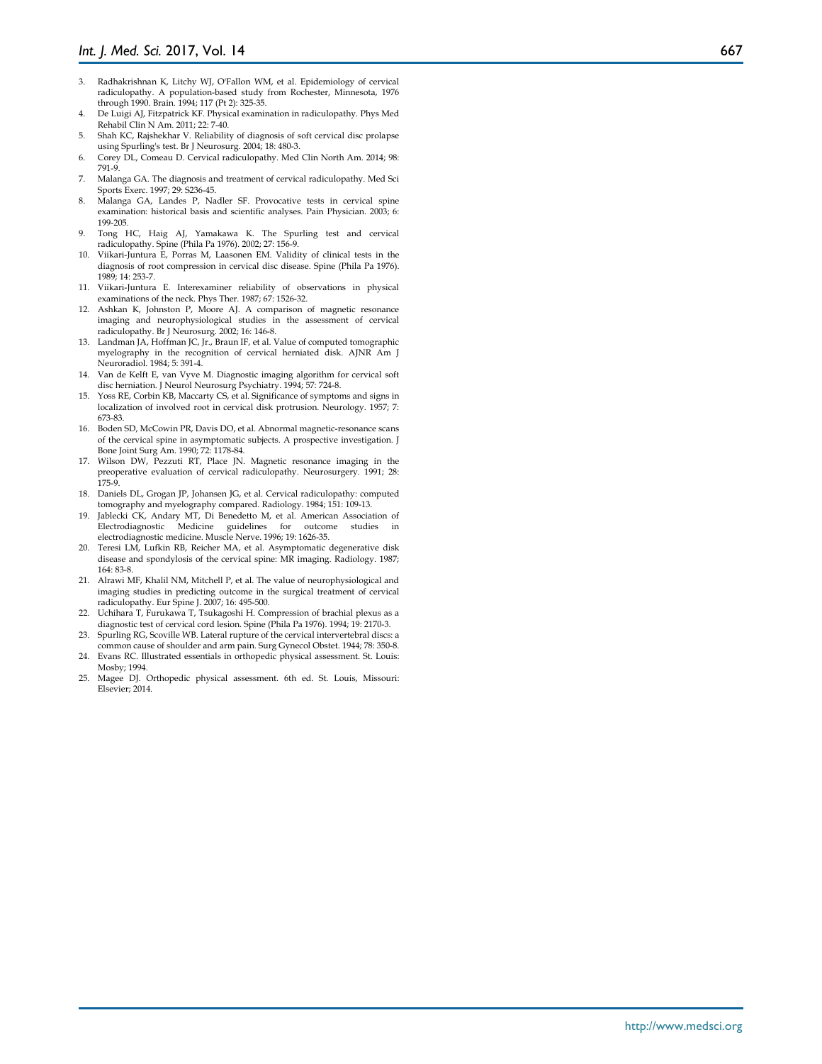3. Radhakrishnan K, Litchy WJ, O'Fallon WM, et al. Epidemiology of cervical radiculopathy. A population-based study from Rochester, Minnesota, 1976 through 1990. Brain. 1994; 117 (Pt 2): 325-35.
4. De Luigi AJ, Fitzpatrick KF. Physical examination in radiculopathy. Phys Med Rehabil Clin N Am. 2011; 22: 7-40.
5. Shah KC, Rajshekhar V. Reliability of diagnosis of soft cervical disc prolapse using Spurling's test. Br J Neurosurg. 2004; 18: 480-3.
6. Corey DL, Comeau D. Cervical radiculopathy. Med Clin North Am. 2014; 98: 791-9.
7. Malanga GA. The diagnosis and treatment of cervical radiculopathy. Med Sci Sports Exerc. 1997; 29: S236-45.
8. Malanga GA, Landes P, Nadler SF. Provocative tests in cervical spine examination: historical basis and scientific analyses. Pain Physician. 2003; 6: 199-205.
9. Tong HC, Haig AJ, Yamakawa K. The Spurling test and cervical radiculopathy. Spine (Phila Pa 1976). 2002; 27: 156-9.
10. Viikari-Juntura E, Porras M, Laasonen EM. Validity of clinical tests in the diagnosis of root compression in cervical disc disease. Spine (Phila Pa 1976). 1989; 14: 253-7.
11. Viikari-Juntura E. Interexaminer reliability of observations in physical examinations of the neck. Phys Ther. 1987; 67: 1526-32.
12. Ashkan K, Johnston P, Moore AJ. A comparison of magnetic resonance imaging and neurophysiological studies in the assessment of cervical radiculopathy. Br J Neurosurg. 2002; 16: 146-8.
13. Landman JA, Hoffman JC, Jr., Braun IF, et al. Value of computed tomographic myelography in the recognition of cervical herniated disk. AJNR Am J Neuroradiol. 1984; 5: 391-4.
14. Van de Kelft E, van Vyve M. Diagnostic imaging algorithm for cervical soft disc herniation. J Neurol Neurosurg Psychiatry. 1994; 57: 724-8.
15. Yoss RE, Corbin KB, Maccarty CS, et al. Significance of symptoms and signs in localization of involved root in cervical disk protrusion. Neurology. 1957; 7: 673-83.
16. Boden SD, McCowin PR, Davis DO, et al. Abnormal magnetic-resonance scans of the cervical spine in asymptomatic subjects. A prospective investigation. J Bone Joint Surg Am. 1990; 72: 1178-84.
17. Wilson DW, Pezzuti RT, Place JN. Magnetic resonance imaging in the preoperative evaluation of cervical radiculopathy. Neurosurgery. 1991; 28: 175-9.
18. Daniels DL, Grogan JP, Johansen JG, et al. Cervical radiculopathy: computed tomography and myelography compared. Radiology. 1984; 151: 109-13.
19. Jablecki CK, Andary MT, Di Benedetto M, et al. American Association of Electrodiagnostic Medicine guidelines for outcome studies in electrodiagnostic medicine. Muscle Nerve. 1996; 19: 1626-35.
20. Teresi LM, Lufkin RB, Reicher MA, et al. Asymptomatic degenerative disk disease and spondylosis of the cervical spine: MR imaging. Radiology. 1987; 164: 83-8.
21. Alrawi MF, Khalil NM, Mitchell P, et al. The value of neurophysiological and imaging studies in predicting outcome in the surgical treatment of cervical radiculopathy. Eur Spine J. 2007; 16: 495-500.
22. Uchihara T, Furukawa T, Tsukagoshi H. Compression of brachial plexus as a diagnostic test of cervical cord lesion. Spine (Phila Pa 1976). 1994; 19: 2170-3.
23. Spurling RG, Scoville WB. Lateral rupture of the cervical intervertebral discs: a common cause of shoulder and arm pain. Surg Gynecol Obstet. 1944; 78: 350-8.
24. Evans RC. Illustrated essentials in orthopedic physical assessment. St. Louis: Mosby; 1994.
25. Magee DJ. Orthopedic physical assessment. 6th ed. St. Louis, Missouri: Elsevier; 2014.